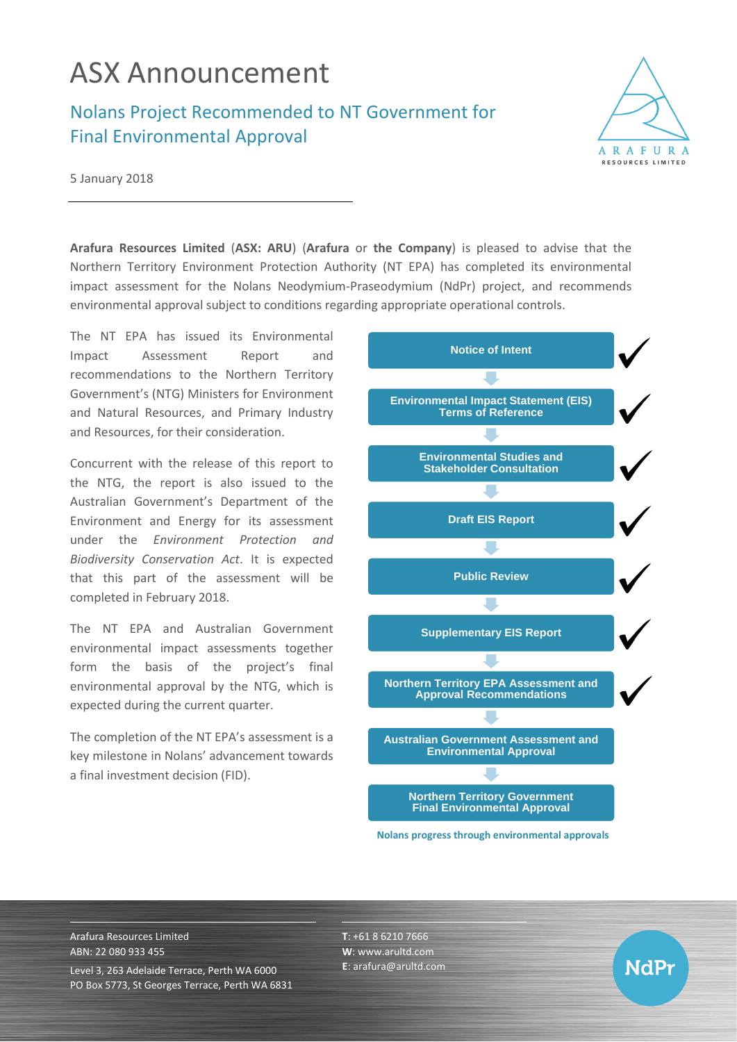# ASX Announcement

## Nolans Project Recommended to NT Government for Final Environmental Approval

5 January 2018

**Arafura Resources Limited** (**ASX: ARU**) (**Arafura** or **the Company**) is pleased to advise that the Northern Territory Environment Protection Authority (NT EPA) has completed its environmental impact assessment for the Nolans Neodymium-Praseodymium (NdPr) project, and recommends environmental approval subject to conditions regarding appropriate operational controls.

The NT EPA has issued its Environmental Impact Assessment Report and recommendations to the Northern Territory Government's (NTG) Ministers for Environment and Natural Resources, and Primary Industry and Resources, for their consideration.

Concurrent with the release of this report to the NTG, the report is also issued to the Australian Government's Department of the Environment and Energy for its assessment under the *Environment Protection and Biodiversity Conservation Act*. It is expected that this part of the assessment will be completed in February 2018.

The NT EPA and Australian Government environmental impact assessments together form the basis of the project's final environmental approval by the NTG, which is expected during the current quarter.

The completion of the NT EPA's assessment is a key milestone in Nolans' advancement towards a final investment decision (FID).

| Stage | Status |
|---|---|
| Notice of Intent | ✓ |
| Environmental Impact Statement (EIS) Terms of Reference | ✓ |
| Environmental Studies and Stakeholder Consultation | ✓ |
| Draft EIS Report | ✓ |
| Public Review | ✓ |
| Supplementary EIS Report | ✓ |
| Northern Territory EPA Assessment and Approval Recommendations | ✓ |
| Australian Government Assessment and Environmental Approval | |
| Northern Territory Government Final Environmental Approval | |

**Nolans progress through environmental approvals**

Arafura Resources Limited
ABN: 22 080 933 455
Level 3, 263 Adelaide Terrace, Perth WA 6000
PO Box 5773, St Georges Terrace, Perth WA 6831

**T**: +61 8 6210 7666
**W**: www.arultd.com
**E**: arafura@arultd.com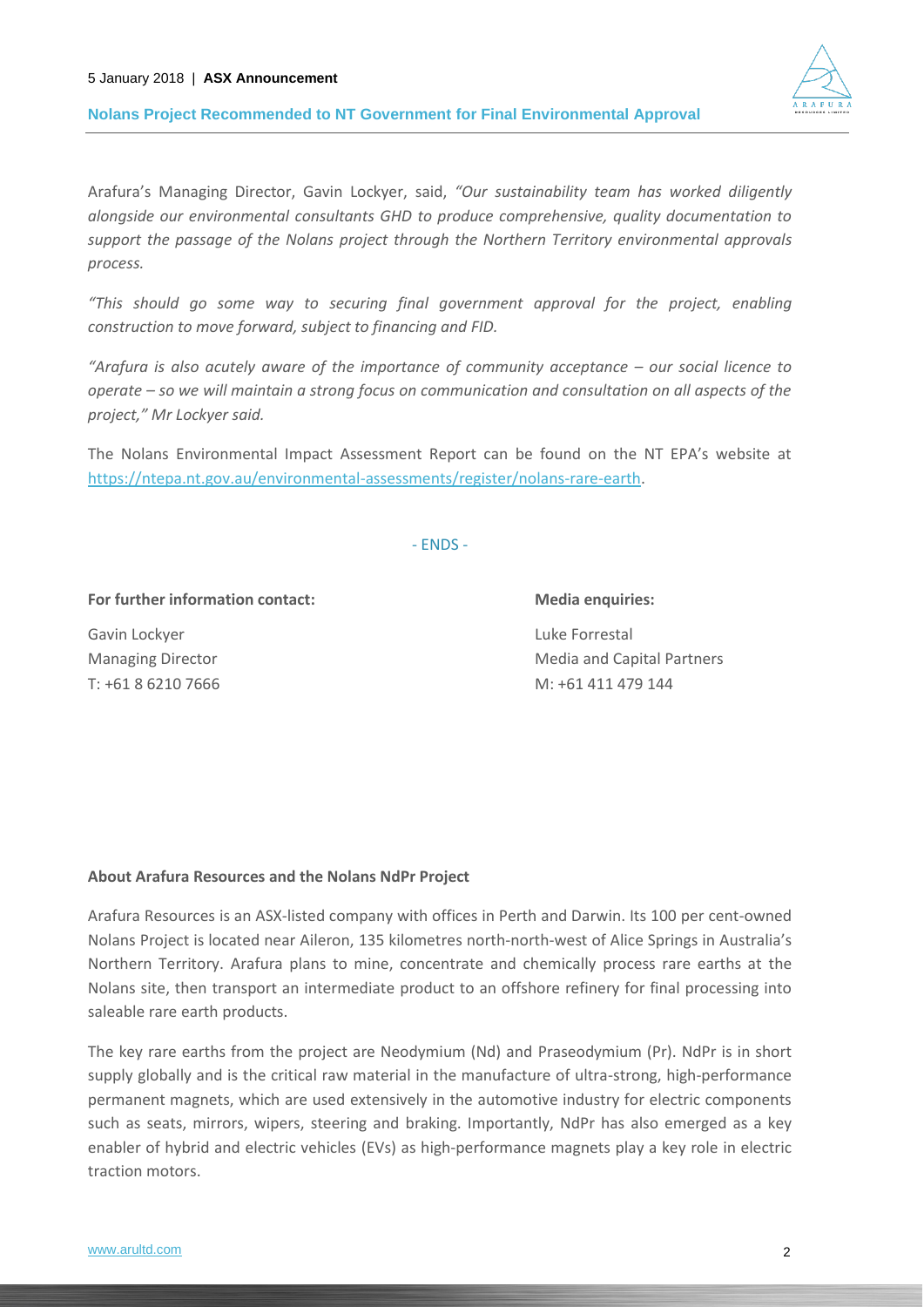Arafura's Managing Director, Gavin Lockyer, said, *"Our sustainability team has worked diligently alongside our environmental consultants GHD to produce comprehensive, quality documentation to support the passage of the Nolans project through the Northern Territory environmental approvals process.*

*"This should go some way to securing final government approval for the project, enabling construction to move forward, subject to financing and FID.*

*"Arafura is also acutely aware of the importance of community acceptance – our social licence to operate – so we will maintain a strong focus on communication and consultation on all aspects of the project," Mr Lockyer said.*

The Nolans Environmental Impact Assessment Report can be found on the NT EPA's website at https://ntepa.nt.gov.au/environmental-assessments/register/nolans-rare-earth.

- ENDS -

**For further information contact:**

Gavin Lockyer
Managing Director
T: +61 8 6210 7666

**Media enquiries:**

Luke Forrestal
Media and Capital Partners
M: +61 411 479 144

**About Arafura Resources and the Nolans NdPr Project**

Arafura Resources is an ASX-listed company with offices in Perth and Darwin. Its 100 per cent-owned Nolans Project is located near Aileron, 135 kilometres north-north-west of Alice Springs in Australia's Northern Territory. Arafura plans to mine, concentrate and chemically process rare earths at the Nolans site, then transport an intermediate product to an offshore refinery for final processing into saleable rare earth products.

The key rare earths from the project are Neodymium (Nd) and Praseodymium (Pr). NdPr is in short supply globally and is the critical raw material in the manufacture of ultra-strong, high-performance permanent magnets, which are used extensively in the automotive industry for electric components such as seats, mirrors, wipers, steering and braking. Importantly, NdPr has also emerged as a key enabler of hybrid and electric vehicles (EVs) as high-performance magnets play a key role in electric traction motors.

www.arultd.com